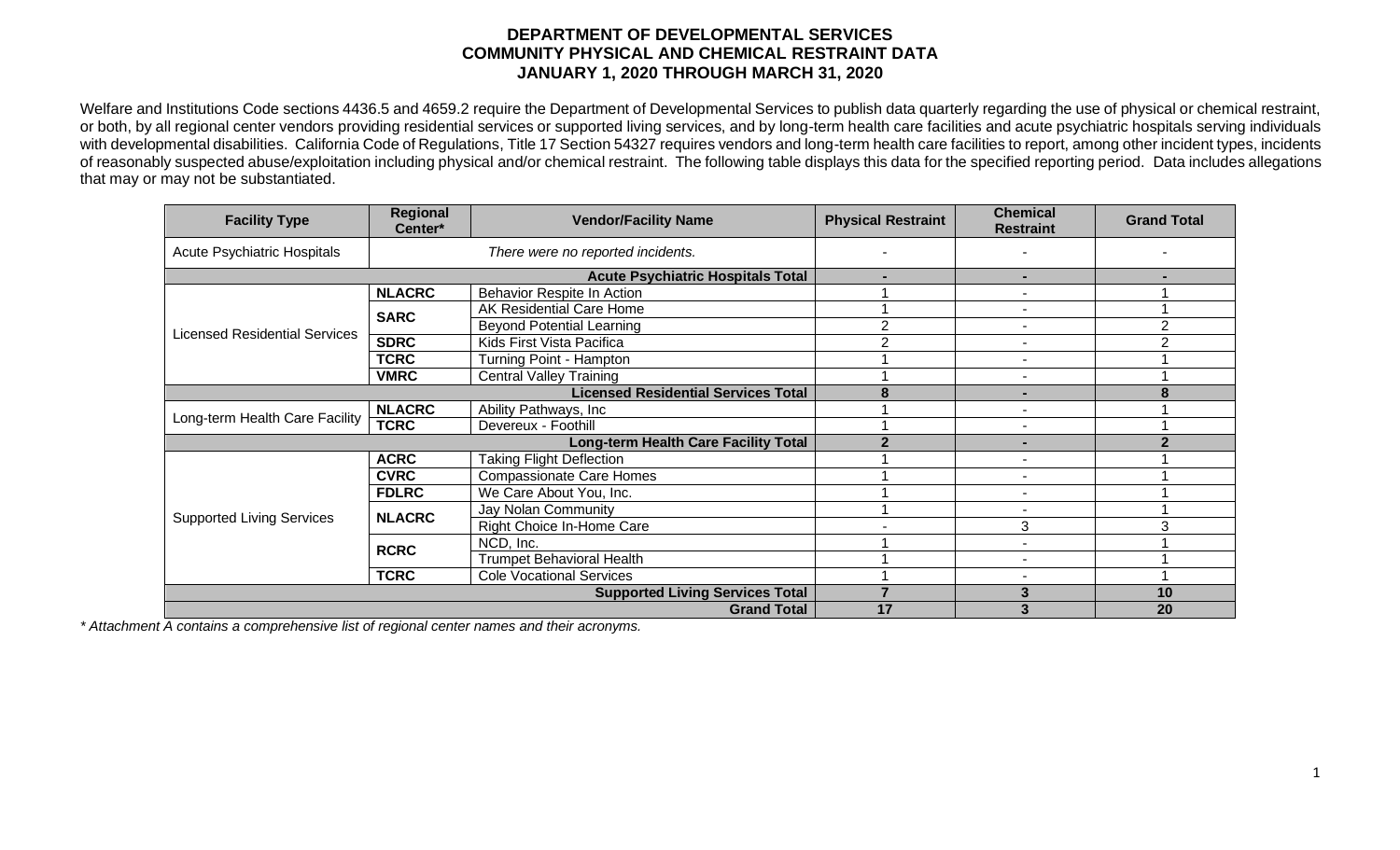# DEPARTMENT OF DEVELOPMENTAL SERVICES
## COMMUNITY PHYSICAL AND CHEMICAL RESTRAINT DATA
## JANUARY 1, 2020 THROUGH MARCH 31, 2020

Welfare and Institutions Code sections 4436.5 and 4659.2 require the Department of Developmental Services to publish data quarterly regarding the use of physical or chemical restraint, or both, by all regional center vendors providing residential services or supported living services, and by long-term health care facilities and acute psychiatric hospitals serving individuals with developmental disabilities. California Code of Regulations, Title 17 Section 54327 requires vendors and long-term health care facilities to report, among other incident types, incidents of reasonably suspected abuse/exploitation including physical and/or chemical restraint. The following table displays this data for the specified reporting period. Data includes allegations that may or may not be substantiated.

| Facility Type | Regional Center* | Vendor/Facility Name | Physical Restraint | Chemical Restraint | Grand Total |
|---|---|---|---|---|---|
| Acute Psychiatric Hospitals | | *There were no reported incidents.* | - | - | - |
| | | **Acute Psychiatric Hospitals Total** | **-** | **-** | **-** |
| Licensed Residential Services | **NLACRC** | Behavior Respite In Action | 1 | - | 1 |
| | **SARC** | AK Residential Care Home | 1 | - | 1 |
| | | Beyond Potential Learning | 2 | - | 2 |
| | **SDRC** | Kids First Vista Pacifica | 2 | - | 2 |
| | **TCRC** | Turning Point - Hampton | 1 | - | 1 |
| | **VMRC** | Central Valley Training | 1 | - | 1 |
| | | **Licensed Residential Services Total** | **8** | **-** | **8** |
| Long-term Health Care Facility | **NLACRC** | Ability Pathways, Inc | 1 | - | 1 |
| | **TCRC** | Devereux - Foothill | 1 | - | 1 |
| | | **Long-term Health Care Facility Total** | **2** | **-** | **2** |
| Supported Living Services | **ACRC** | Taking Flight Deflection | 1 | - | 1 |
| | **CVRC** | Compassionate Care Homes | 1 | - | 1 |
| | **FDLRC** | We Care About You, Inc. | 1 | - | 1 |
| | **NLACRC** | Jay Nolan Community | 1 | - | 1 |
| | | Right Choice In-Home Care | - | 3 | 3 |
| | **RCRC** | NCD, Inc. | 1 | - | 1 |
| | | Trumpet Behavioral Health | 1 | - | 1 |
| | **TCRC** | Cole Vocational Services | 1 | - | 1 |
| | | **Supported Living Services Total** | **7** | **3** | **10** |
| | | **Grand Total** | **17** | **3** | **20** |

*\* Attachment A contains a comprehensive list of regional center names and their acronyms.*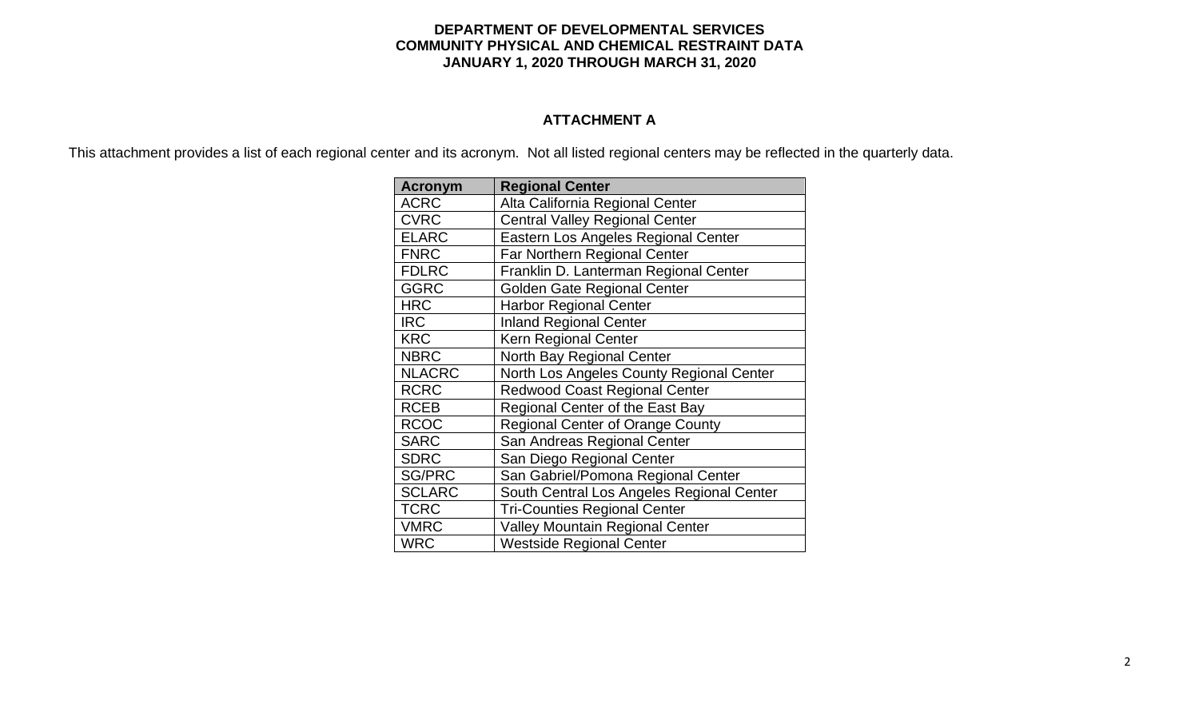**DEPARTMENT OF DEVELOPMENTAL SERVICES**
**COMMUNITY PHYSICAL AND CHEMICAL RESTRAINT DATA**
**JANUARY 1, 2020 THROUGH MARCH 31, 2020**

## ATTACHMENT A

This attachment provides a list of each regional center and its acronym. Not all listed regional centers may be reflected in the quarterly data.

| Acronym | Regional Center |
| --- | --- |
| ACRC | Alta California Regional Center |
| CVRC | Central Valley Regional Center |
| ELARC | Eastern Los Angeles Regional Center |
| FNRC | Far Northern Regional Center |
| FDLRC | Franklin D. Lanterman Regional Center |
| GGRC | Golden Gate Regional Center |
| HRC | Harbor Regional Center |
| IRC | Inland Regional Center |
| KRC | Kern Regional Center |
| NBRC | North Bay Regional Center |
| NLACRC | North Los Angeles County Regional Center |
| RCRC | Redwood Coast Regional Center |
| RCEB | Regional Center of the East Bay |
| RCOC | Regional Center of Orange County |
| SARC | San Andreas Regional Center |
| SDRC | San Diego Regional Center |
| SG/PRC | San Gabriel/Pomona Regional Center |
| SCLARC | South Central Los Angeles Regional Center |
| TCRC | Tri-Counties Regional Center |
| VMRC | Valley Mountain Regional Center |
| WRC | Westside Regional Center |